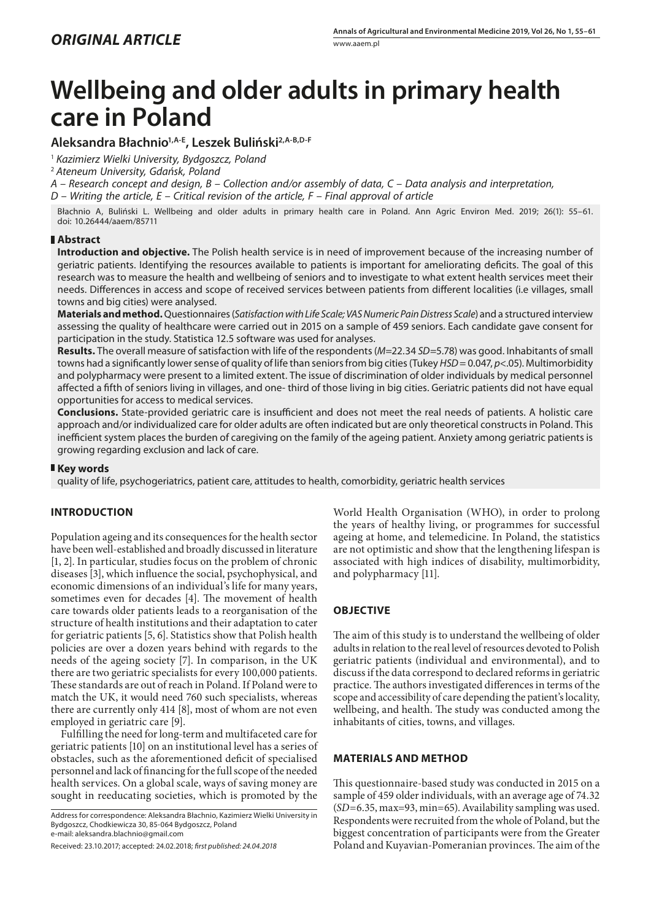## ORIGINAL ARTICLE

# Wellbeing and older adults in primary health care in Poland

**Aleksandra Błachnio[1,A-E], Leszek Buliński[2,A-B,D-F]**

[1] *Kazimierz Wielki University, Bydgoszcz, Poland*

[2] *Ateneum University, Gdańsk, Poland*

*A – Research concept and design, B – Collection and/or assembly of data, C – Data analysis and interpretation, D – Writing the article, E – Critical revision of the article, F – Final approval of article*

Błachnio A, Buliński L. Wellbeing and older adults in primary health care in Poland. Ann Agric Environ Med. 2019; 26(1): 55–61. doi: 10.26444/aaem/85711

## Abstract

**Introduction and objective.** The Polish health service is in need of improvement because of the increasing number of geriatric patients. Identifying the resources available to patients is important for ameliorating deficits. The goal of this research was to measure the health and wellbeing of seniors and to investigate to what extent health services meet their needs. Differences in access and scope of received services between patients from different localities (i.e villages, small towns and big cities) were analysed.

**Materials and method.** Questionnaires (*Satisfaction with Life Scale; VAS Numeric Pain Distress Scale*) and a structured interview assessing the quality of healthcare were carried out in 2015 on a sample of 459 seniors. Each candidate gave consent for participation in the study. Statistica 12.5 software was used for analyses.

**Results.** The overall measure of satisfaction with life of the respondents (*M*=22.34 *SD*=5.78) was good. Inhabitants of small towns had a significantly lower sense of quality of life than seniors from big cities (Tukey *HSD* = 0.047, *p*<.05). Multimorbidity and polypharmacy were present to a limited extent. The issue of discrimination of older individuals by medical personnel affected a fifth of seniors living in villages, and one- third of those living in big cities. Geriatric patients did not have equal opportunities for access to medical services.

**Conclusions.** State-provided geriatric care is insufficient and does not meet the real needs of patients. A holistic care approach and/or individualized care for older adults are often indicated but are only theoretical constructs in Poland. This inefficient system places the burden of caregiving on the family of the ageing patient. Anxiety among geriatric patients is growing regarding exclusion and lack of care.

## Key words

quality of life, psychogeriatrics, patient care, attitudes to health, comorbidity, geriatric health services

## INTRODUCTION

Population ageing and its consequences for the health sector have been well-established and broadly discussed in literature [1, 2]. In particular, studies focus on the problem of chronic diseases [3], which influence the social, psychophysical, and economic dimensions of an individual's life for many years, sometimes even for decades [4]. The movement of health care towards older patients leads to a reorganisation of the structure of health institutions and their adaptation to cater for geriatric patients [5, 6]. Statistics show that Polish health policies are over a dozen years behind with regards to the needs of the ageing society [7]. In comparison, in the UK there are two geriatric specialists for every 100,000 patients. These standards are out of reach in Poland. If Poland were to match the UK, it would need 760 such specialists, whereas there are currently only 414 [8], most of whom are not even employed in geriatric care [9].

Fulfilling the need for long-term and multifaceted care for geriatric patients [10] on an institutional level has a series of obstacles, such as the aforementioned deficit of specialised personnel and lack of financing for the full scope of the needed health services. On a global scale, ways of saving money are sought in reeducating societies, which is promoted by the World Health Organisation (WHO), in order to prolong the years of healthy living, or programmes for successful ageing at home, and telemedicine. In Poland, the statistics are not optimistic and show that the lengthening lifespan is associated with high indices of disability, multimorbidity, and polypharmacy [11].

Address for correspondence: Aleksandra Błachnio, Kazimierz Wielki University in Bydgoszcz, Chodkiewicza 30, 85-064 Bydgoszcz, Poland
e-mail: aleksandra.blachnio@gmail.com

Received: 23.10.2017; accepted: 24.02.2018; *first published: 24.04.2018*

## OBJECTIVE

The aim of this study is to understand the wellbeing of older adults in relation to the real level of resources devoted to Polish geriatric patients (individual and environmental), and to discuss if the data correspond to declared reforms in geriatric practice. The authors investigated differences in terms of the scope and accessibility of care depending the patient's locality, wellbeing, and health. The study was conducted among the inhabitants of cities, towns, and villages.

## MATERIALS AND METHOD

This questionnaire-based study was conducted in 2015 on a sample of 459 older individuals, with an average age of 74.32 (*SD*=6.35, max=93, min=65). Availability sampling was used. Respondents were recruited from the whole of Poland, but the biggest concentration of participants were from the Greater Poland and Kuyavian-Pomeranian provinces. The aim of the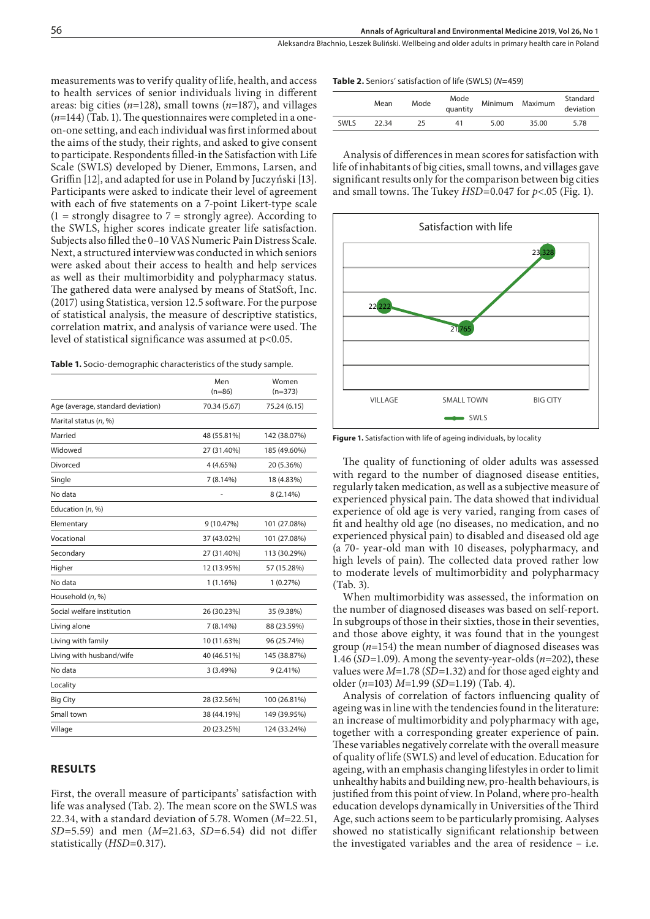measurements was to verify quality of life, health, and access to health services of senior individuals living in different areas: big cities ($n$=128), small towns ($n$=187), and villages ($n$=144) (Tab. 1). The questionnaires were completed in a one-on-one setting, and each individual was first informed about the aims of the study, their rights, and asked to give consent to participate. Respondents filled-in the Satisfaction with Life Scale (SWLS) developed by Diener, Emmons, Larsen, and Griffin [12], and adapted for use in Poland by Juczyński [13]. Participants were asked to indicate their level of agreement with each of five statements on a 7-point Likert-type scale (1 = strongly disagree to 7 = strongly agree). According to the SWLS, higher scores indicate greater life satisfaction. Subjects also filled the 0–10 VAS Numeric Pain Distress Scale. Next, a structured interview was conducted in which seniors were asked about their access to health and help services as well as their multimorbidity and polypharmacy status. The gathered data were analysed by means of StatSoft, Inc. (2017) using Statistica, version 12.5 software. For the purpose of statistical analysis, the measure of descriptive statistics, correlation matrix, and analysis of variance were used. The level of statistical significance was assumed at $p<0.05$.

**Table 1.** Socio-demographic characteristics of the study sample.

| | Men (n=86) | Women (n=373) |
|---|---|---|
| Age (average, standard deviation) | 70.34 (5.67) | 75.24 (6.15) |
| Marital status (*n*, %) | | |
| Married | 48 (55.81%) | 142 (38.07%) |
| Widowed | 27 (31.40%) | 185 (49.60%) |
| Divorced | 4 (4.65%) | 20 (5.36%) |
| Single | 7 (8.14%) | 18 (4.83%) |
| No data | - | 8 (2.14%) |
| Education (*n*, %) | | |
| Elementary | 9 (10.47%) | 101 (27.08%) |
| Vocational | 37 (43.02%) | 101 (27.08%) |
| Secondary | 27 (31.40%) | 113 (30.29%) |
| Higher | 12 (13.95%) | 57 (15.28%) |
| No data | 1 (1.16%) | 1 (0.27%) |
| Household (*n*, %) | | |
| Social welfare institution | 26 (30.23%) | 35 (9.38%) |
| Living alone | 7 (8.14%) | 88 (23.59%) |
| Living with family | 10 (11.63%) | 96 (25.74%) |
| Living with husband/wife | 40 (46.51%) | 145 (38.87%) |
| No data | 3 (3.49%) | 9 (2.41%) |
| Locality | | |
| Big City | 28 (32.56%) | 100 (26.81%) |
| Small town | 38 (44.19%) | 149 (39.95%) |
| Village | 20 (23.25%) | 124 (33.24%) |

## RESULTS

First, the overall measure of participants' satisfaction with life was analysed (Tab. 2). The mean score on the SWLS was 22.34, with a standard deviation of 5.78. Women ($M$=22.51, $SD$=5.59) and men ($M$=21.63, $SD$=6.54) did not differ statistically ($HSD$=0.317).

**Table 2.** Seniors' satisfaction of life (SWLS) ($N$=459)

| | Mean | Mode | Mode quantity | Minimum | Maximum | Standard deviation |
|---|---|---|---|---|---|---|
| SWLS | 22.34 | 25 | 41 | 5.00 | 35.00 | 5.78 |

Analysis of differences in mean scores for satisfaction with life of inhabitants of big cities, small towns, and villages gave significant results only for the comparison between big cities and small towns. The Tukey $HSD$=0.047 for $p<.05$ (Fig. 1).

**Figure 1.** Satisfaction with life of ageing individuals, by locality

The quality of functioning of older adults was assessed with regard to the number of diagnosed disease entities, regularly taken medication, as well as a subjective measure of experienced physical pain. The data showed that individual experience of old age is very varied, ranging from cases of fit and healthy old age (no diseases, no medication, and no experienced physical pain) to disabled and diseased old age (a 70- year-old man with 10 diseases, polypharmacy, and high levels of pain). The collected data proved rather low to moderate levels of multimorbidity and polypharmacy (Tab. 3).

When multimorbidity was assessed, the information on the number of diagnosed diseases was based on self-report. In subgroups of those in their sixties, those in their seventies, and those above eighty, it was found that in the youngest group ($n$=154) the mean number of diagnosed diseases was 1.46 ($SD$=1.09). Among the seventy-year-olds ($n$=202), these values were $M$=1.78 ($SD$=1.32) and for those aged eighty and older ($n$=103) $M$=1.99 ($SD$=1.19) (Tab. 4).

Analysis of correlation of factors influencing quality of ageing was in line with the tendencies found in the literature: an increase of multimorbidity and polypharmacy with age, together with a corresponding greater experience of pain. These variables negatively correlate with the overall measure of quality of life (SWLS) and level of education. Education for ageing, with an emphasis changing lifestyles in order to limit unhealthy habits and building new, pro-health behaviours, is justified from this point of view. In Poland, where pro-health education develops dynamically in Universities of the Third Age, such actions seem to be particularly promising. Aalyses showed no statistically significant relationship between the investigated variables and the area of residence – i.e.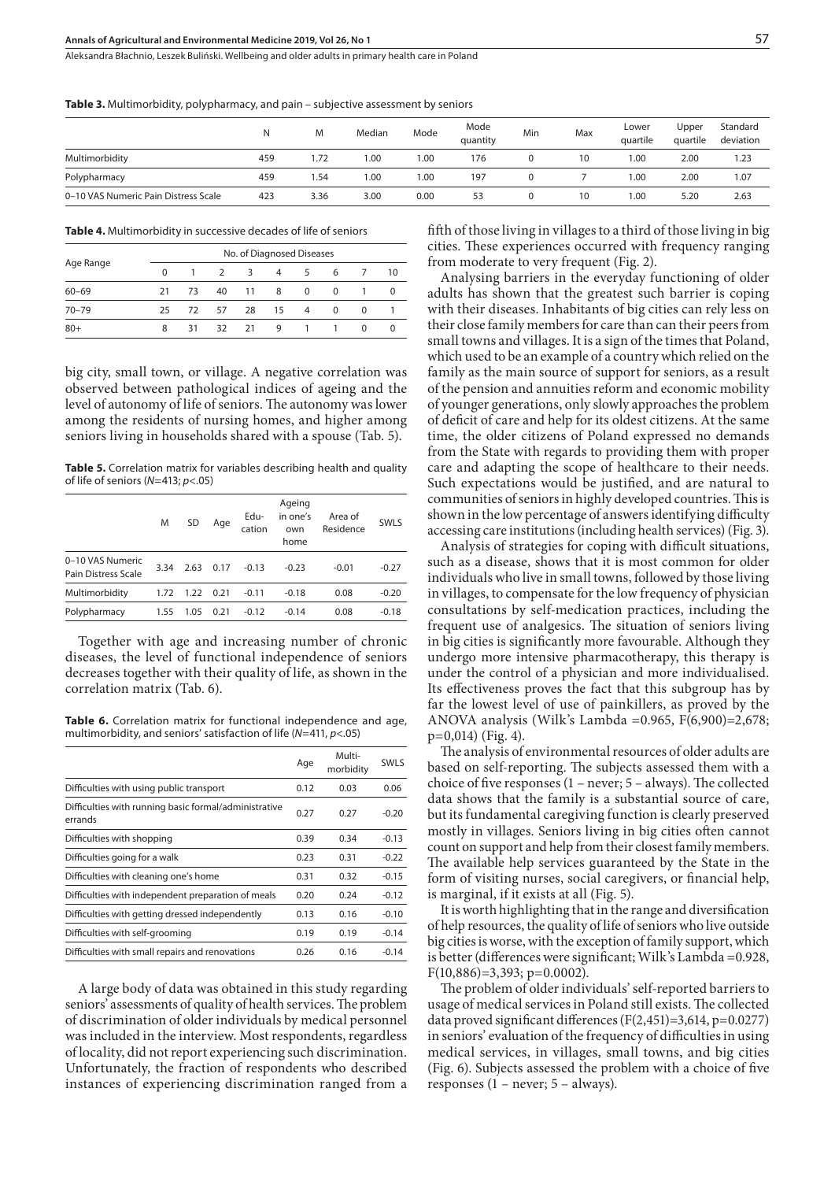**Table 3.** Multimorbidity, polypharmacy, and pain – subjective assessment by seniors

| | N | M | Median | Mode | Mode quantity | Min | Max | Lower quartile | Upper quartile | Standard deviation |
|---|---|---|---|---|---|---|---|---|---|---|
| Multimorbidity | 459 | 1.72 | 1.00 | 1.00 | 176 | 0 | 10 | 1.00 | 2.00 | 1.23 |
| Polypharmacy | 459 | 1.54 | 1.00 | 1.00 | 197 | 0 | 7 | 1.00 | 2.00 | 1.07 |
| 0–10 VAS Numeric Pain Distress Scale | 423 | 3.36 | 3.00 | 0.00 | 53 | 0 | 10 | 1.00 | 5.20 | 2.63 |

**Table 4.** Multimorbidity in successive decades of life of seniors

| Age Range | No. of Diagnosed Diseases | | | | | | | | |
|---|---|---|---|---|---|---|---|---|---|
| | 0 | 1 | 2 | 3 | 4 | 5 | 6 | 7 | 10 |
| 60–69 | 21 | 73 | 40 | 11 | 8 | 0 | 0 | 1 | 0 |
| 70–79 | 25 | 72 | 57 | 28 | 15 | 4 | 0 | 0 | 1 |
| 80+ | 8 | 31 | 32 | 21 | 9 | 1 | 1 | 0 | 0 |

big city, small town, or village. A negative correlation was observed between pathological indices of ageing and the level of autonomy of life of seniors. The autonomy was lower among the residents of nursing homes, and higher among seniors living in households shared with a spouse (Tab. 5).

**Table 5.** Correlation matrix for variables describing health and quality of life of seniors ($N$=413; $p$<.05)

| | M | SD | Age | Education | Ageing in one's own home | Area of Residence | SWLS |
|---|---|---|---|---|---|---|---|
| 0–10 VAS Numeric Pain Distress Scale | 3.34 | 2.63 | 0.17 | -0.13 | -0.23 | -0.01 | -0.27 |
| Multimorbidity | 1.72 | 1.22 | 0.21 | -0.11 | -0.18 | 0.08 | -0.20 |
| Polypharmacy | 1.55 | 1.05 | 0.21 | -0.12 | -0.14 | 0.08 | -0.18 |

Together with age and increasing number of chronic diseases, the level of functional independence of seniors decreases together with their quality of life, as shown in the correlation matrix (Tab. 6).

**Table 6.** Correlation matrix for functional independence and age, multimorbidity, and seniors' satisfaction of life ($N$=411, $p$<.05)

| | Age | Multimorbidity | SWLS |
|---|---|---|---|
| Difficulties with using public transport | 0.12 | 0.03 | 0.06 |
| Difficulties with running basic formal/administrative errands | 0.27 | 0.27 | -0.20 |
| Difficulties with shopping | 0.39 | 0.34 | -0.13 |
| Difficulties going for a walk | 0.23 | 0.31 | -0.22 |
| Difficulties with cleaning one's home | 0.31 | 0.32 | -0.15 |
| Difficulties with independent preparation of meals | 0.20 | 0.24 | -0.12 |
| Difficulties with getting dressed independently | 0.13 | 0.16 | -0.10 |
| Difficulties with self-grooming | 0.19 | 0.19 | -0.14 |
| Difficulties with small repairs and renovations | 0.26 | 0.16 | -0.14 |

A large body of data was obtained in this study regarding seniors' assessments of quality of health services. The problem of discrimination of older individuals by medical personnel was included in the interview. Most respondents, regardless of locality, did not report experiencing such discrimination. Unfortunately, the fraction of respondents who described instances of experiencing discrimination ranged from a fifth of those living in villages to a third of those living in big cities. These experiences occurred with frequency ranging from moderate to very frequent (Fig. 2).

Analysing barriers in the everyday functioning of older adults has shown that the greatest such barrier is coping with their diseases. Inhabitants of big cities can rely less on their close family members for care than can their peers from small towns and villages. It is a sign of the times that Poland, which used to be an example of a country which relied on the family as the main source of support for seniors, as a result of the pension and annuities reform and economic mobility of younger generations, only slowly approaches the problem of deficit of care and help for its oldest citizens. At the same time, the older citizens of Poland expressed no demands from the State with regards to providing them with proper care and adapting the scope of healthcare to their needs. Such expectations would be justified, and are natural to communities of seniors in highly developed countries. This is shown in the low percentage of answers identifying difficulty accessing care institutions (including health services) (Fig. 3).

Analysis of strategies for coping with difficult situations, such as a disease, shows that it is most common for older individuals who live in small towns, followed by those living in villages, to compensate for the low frequency of physician consultations by self-medication practices, including the frequent use of analgesics. The situation of seniors living in big cities is significantly more favourable. Although they undergo more intensive pharmacotherapy, this therapy is under the control of a physician and more individualised. Its effectiveness proves the fact that this subgroup has by far the lowest level of use of painkillers, as proved by the ANOVA analysis (Wilk's Lambda =0.965, $F(6,900)=2,678$; p=0,014) (Fig. 4).

The analysis of environmental resources of older adults are based on self-reporting. The subjects assessed them with a choice of five responses (1 – never; 5 – always). The collected data shows that the family is a substantial source of care, but its fundamental caregiving function is clearly preserved mostly in villages. Seniors living in big cities often cannot count on support and help from their closest family members. The available help services guaranteed by the State in the form of visiting nurses, social caregivers, or financial help, is marginal, if it exists at all (Fig. 5).

It is worth highlighting that in the range and diversification of help resources, the quality of life of seniors who live outside big cities is worse, with the exception of family support, which is better (differences were significant; Wilk's Lambda =0.928, $F(10,886)=3,393$; p=0.0002).

The problem of older individuals' self-reported barriers to usage of medical services in Poland still exists. The collected data proved significant differences ($F(2,451)=3,614$, p=0.0277) in seniors' evaluation of the frequency of difficulties in using medical services, in villages, small towns, and big cities (Fig. 6). Subjects assessed the problem with a choice of five responses (1 – never; 5 – always).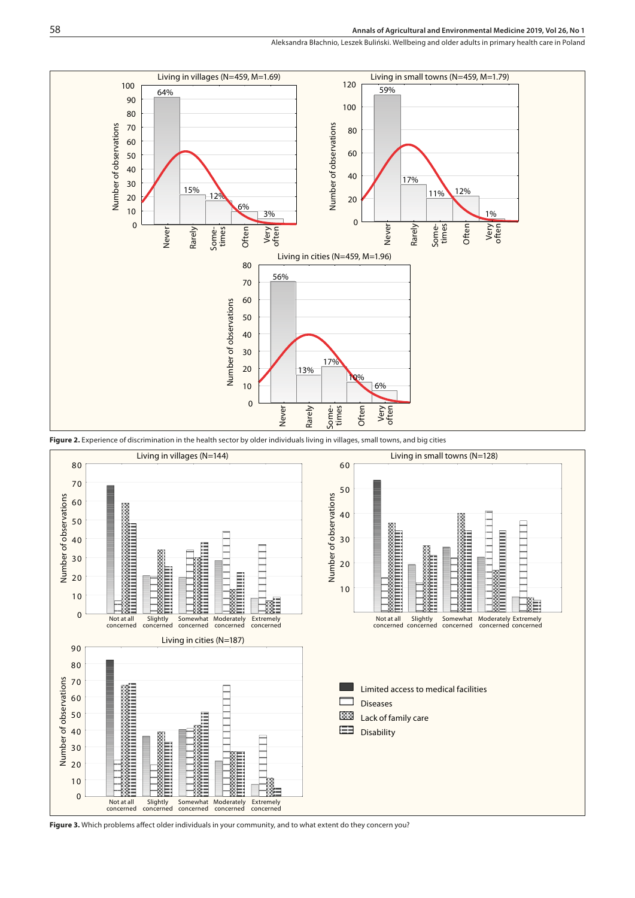**Figure 2.** Experience of discrimination in the health sector by older individuals living in villages, small towns, and big cities

**Figure 3.** Which problems affect older individuals in your community, and to what extent do they concern you?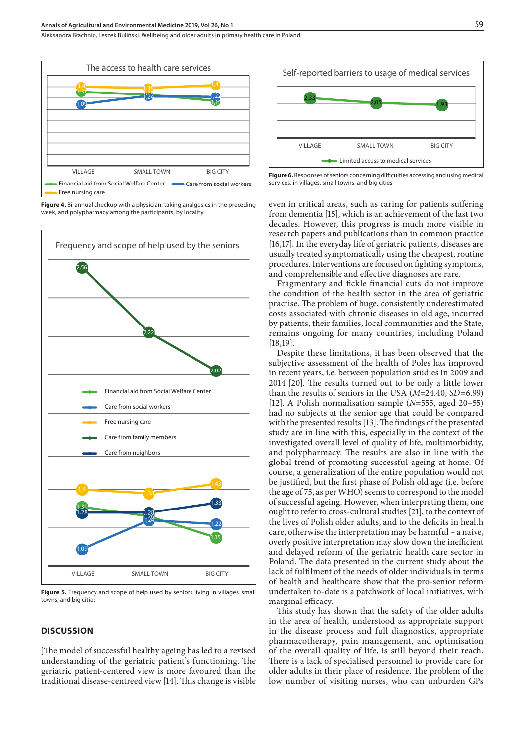**Figure 4.** Bi-annual checkup with a physician, taking analgesics in the preceding week, and polypharmacy among the participants, by locality

**Figure 5.** Frequency and scope of help used by seniors living in villages, small towns, and big cities

## DISCUSSION

]The model of successful healthy ageing has led to a revised understanding of the geriatric patient's functioning. The geriatric patient-centered view is more favoured than the traditional disease-centreed view [14]. This change is visible even in critical areas, such as caring for patients suffering from dementia [15], which is an achievement of the last two decades. However, this progress is much more visible in research papers and publications than in common practice [16,17]. In the everyday life of geriatric patients, diseases are usually treated symptomatically using the cheapest, routine procedures. Interventions are focused on fighting symptoms, and comprehensible and effective diagnoses are rare.

Fragmentary and fickle financial cuts do not improve the condition of the health sector in the area of geriatric practise. The problem of huge, consistently underestimated costs associated with chronic diseases in old age, incurred by patients, their families, local communities and the State, remains ongoing for many countries, including Poland [18,19].

Despite these limitations, it has been observed that the subjective assessment of the health of Poles has improved in recent years, i.e. between population studies in 2009 and 2014 [20]. The results turned out to be only a little lower than the results of seniors in the USA (*M*=24.40, *SD*=6.99) [12]. A Polish normalisation sample (*N*=555, aged 20–55) had no subjects at the senior age that could be compared with the presented results [13]. The findings of the presented study are in line with this, especially in the context of the investigated overall level of quality of life, multimorbidity, and polypharmacy. The results are also in line with the global trend of promoting successful ageing at home. Of course, a generalization of the entire population would not be justified, but the first phase of Polish old age (i.e. before the age of 75, as per WHO) seems to correspond to the model of successful ageing. However, when interpreting them, one ought to refer to cross-cultural studies [21], to the context of the lives of Polish older adults, and to the deficits in health care, otherwise the interpretation may be harmful – a naive, overly positive interpretation may slow down the inefficient and delayed reform of the geriatric health care sector in Poland. The data presented in the current study about the lack of fulfilment of the needs of older individuals in terms of health and healthcare show that the pro-senior reform undertaken to-date is a patchwork of local initiatives, with marginal efficacy.

This study has shown that the safety of the older adults in the area of health, understood as appropriate support in the disease process and full diagnostics, appropriate pharmacotherapy, pain management, and optimisation of the overall quality of life, is still beyond their reach. There is a lack of specialised personnel to provide care for older adults in their place of residence. The problem of the low number of visiting nurses, who can unburden GPs

**Figure 6.** Responses of seniors concerning difficulties accessing and using medical services, in villages, small towns, and big cities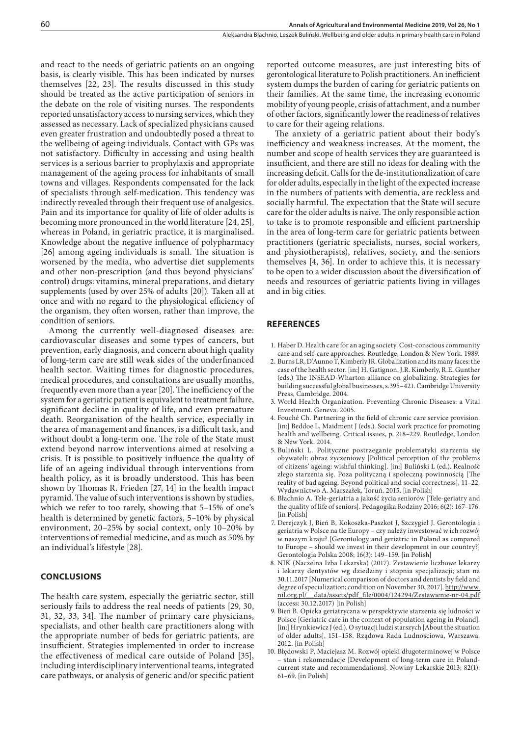and react to the needs of geriatric patients on an ongoing basis, is clearly visible. This has been indicated by nurses themselves [22, 23]. The results discussed in this study should be treated as the active participation of seniors in the debate on the role of visiting nurses. The respondents reported unsatisfactory access to nursing services, which they assessed as necessary. Lack of specialized physicians caused even greater frustration and undoubtedly posed a threat to the wellbeing of ageing individuals. Contact with GPs was not satisfactory. Difficulty in accessing and using health services is a serious barrier to prophylaxis and appropriate management of the ageing process for inhabitants of small towns and villages. Respondents compensated for the lack of specialists through self-medication. This tendency was indirectly revealed through their frequent use of analgesics. Pain and its importance for quality of life of older adults is becoming more pronounced in the world literature [24, 25], whereas in Poland, in geriatric practice, it is marginalised. Knowledge about the negative influence of polypharmacy [26] among ageing individuals is small. The situation is worsened by the media, who advertise diet supplements and other non-prescription (and thus beyond physicians' control) drugs: vitamins, mineral preparations, and dietary supplements (used by over 25% of adults [20]). Taken all at once and with no regard to the physiological efficiency of the organism, they often worsen, rather than improve, the condition of seniors.

Among the currently well-diagnosed diseases are: cardiovascular diseases and some types of cancers, but prevention, early diagnosis, and concern about high quality of long-term care are still weak sides of the underfinanced health sector. Waiting times for diagnostic procedures, medical procedures, and consultations are usually months, frequently even more than a year [20]. The inefficiency of the system for a geriatric patient is equivalent to treatment failure, significant decline in quality of life, and even premature death. Reorganisation of the health service, especially in the area of management and finances, is a difficult task, and without doubt a long-term one. The role of the State must extend beyond narrow interventions aimed at resolving a crisis. It is possible to positively influence the quality of life of an ageing individual through interventions from health policy, as it is broadly understood. This has been shown by Thomas R. Frieden [27, 14] in the health impact pyramid. The value of such interventions is shown by studies, which we refer to too rarely, showing that 5–15% of one's health is determined by genetic factors, 5–10% by physical environment, 20–25% by social context, only 10–20% by interventions of remedial medicine, and as much as 50% by an individual's lifestyle [28].

## CONCLUSIONS

The health care system, especially the geriatric sector, still seriously fails to address the real needs of patients [29, 30, 31, 32, 33, 34]. The number of primary care physicians, specialists, and other health care practitioners along with the appropriate number of beds for geriatric patients, are insufficient. Strategies implemented in order to increase the effectiveness of medical care outside of Poland [35], including interdisciplinary interventional teams, integrated care pathways, or analysis of generic and/or specific patient reported outcome measures, are just interesting bits of gerontological literature to Polish practitioners. An inefficient system dumps the burden of caring for geriatric patients on their families. At the same time, the increasing economic mobility of young people, crisis of attachment, and a number of other factors, significantly lower the readiness of relatives to care for their ageing relations.

The anxiety of a geriatric patient about their body's inefficiency and weakness increases. At the moment, the number and scope of health services they are guaranteed is insufficient, and there are still no ideas for dealing with the increasing deficit. Calls for the de-institutionalization of care for older adults, especially in the light of the expected increase in the numbers of patients with dementia, are reckless and socially harmful. The expectation that the State will secure care for the older adults is naive. The only responsible action to take is to promote responsible and efficient partnership in the area of long-term care for geriatric patients between practitioners (geriatric specialists, nurses, social workers, and physiotherapists), relatives, society, and the seniors themselves [4, 36]. In order to achieve this, it is necessary to be open to a wider discussion about the diversification of needs and resources of geriatric patients living in villages and in big cities.

## REFERENCES

1. Haber D. Health care for an aging society. Cost-conscious community care and self-care approaches. Routledge, London & New York. 1989.
2. Burns LR, D'Aunno T, Kimberly JR. Globalization and its many faces: the case of the health sector. [in:] H. Gatignon, J.R. Kimberly, R.E. Gunther (eds.) The INSEAD-Wharton alliance on globalizing. Strategies for building successful global businesses, s.395–421. Cambridge University Press, Cambridge. 2004.
3. World Health Organization. Preventing Chronic Diseases: a Vital Investment. Geneva. 2005.
4. Fouché Ch. Partnering in the field of chronic care service provision. [in:] Beddoe L, Maidment J (eds.). Social work practice for promoting health and wellbeing. Critical issues, p. 218–229. Routledge, London & New York. 2014.
5. Buliński L. Polityczne postrzeganie problematyki starzenia się obywateli: obraz życzeniowy [Political perception of the problems of citizens' ageing: wishful thinking]. [in:] Buliński L (ed.). Realność złego starzenia się. Poza polityczną i społeczną powinnością [The reality of bad ageing. Beyond political and social correctness], 11–22. Wydawnictwo A. Marszałek, Toruń. 2015. [in Polish]
6. Błachnio A. Tele-geriatria a jakość życia seniorów [Tele-geriatry and the quality of life of seniors]. Pedagogika Rodziny 2016; 6(2): 167–176. [in Polish]
7. Derejczyk J, Bień B, Kokoszka-Paszkot J, Szczygieł J. Gerontologia i geriatria w Polsce na tle Europy – czy należy inwestować w ich rozwój w naszym kraju? [Gerontology and geriatric in Poland as compared to Europe – should we invest in their development in our country?] Gerontologia Polska 2008; 16(3): 149–159. [in Polish]
8. NIK (Naczelna Izba Lekarska) (2017). Zestawienie liczbowe lekarzy i lekarzy dentystów wg dziedziny i stopnia specjalizacji; stan na 30.11.2017 [Numerical comparison of doctors and dentists by field and degree of specialization; condition on November 30, 2017]. http://www.nil.org.pl/__data/assets/pdf_file/0004/124294/Zestawienie-nr-04.pdf (access: 30.12.2017) [in Polish]
9. Bień B. Opieka geriatryczna w perspektywie starzenia się ludności w Polsce [Geriatric care in the context of population ageing in Poland]. [in:] Hrynkiewicz J (ed.). O sytuacji ludzi starszych [About the situation of older adults], 151–158. Rządowa Rada Ludnościowa, Warszawa. 2012. [in Polish]
10. Błędowski P, Maciejasz M. Rozwój opieki długoterminowej w Polsce – stan i rekomendacje [Development of long-term care in Poland-current state and recommendations]. Nowiny Lekarskie 2013; 82(1): 61–69. [in Polish]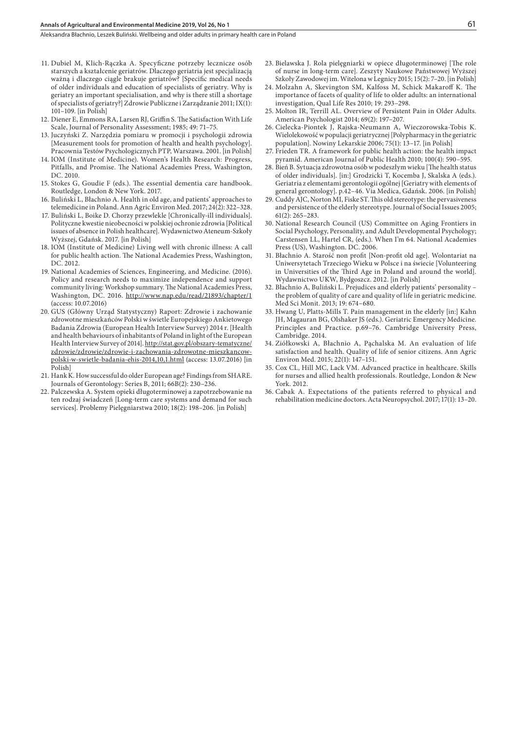11. Dubiel M, Klich-Rączka A. Specyficzne potrzeby lecznicze osób starszych a kształcenie geriatrów. Dlaczego geriatria jest specjalizacją ważną i dlaczego ciągle brakuje geriatrów? [Specific medical needs of older individuals and education of specialists of geriatry. Why is geriatry an important specialisation, and why is there still a shortage of specialists of geriatry?] Zdrowie Publiczne i Zarządzanie 2011; IX(1): 101–109. [in Polish]
12. Diener E, Emmons RA, Larsen RJ, Griffin S. The Satisfaction With Life Scale, Journal of Personality Assessment; 1985; 49: 71–75.
13. Juczyński Z. Narzędzia pomiaru w promocji i psychologii zdrowia [Measurement tools for promotion of health and health psychology]. Pracownia Testów Psychologicznych PTP, Warszawa. 2001. [in Polish]
14. IOM (Institute of Medicine). Women's Health Research: Progress, Pitfalls, and Promise. The National Academies Press, Washington, DC. 2010.
15. Stokes G, Goudie F (eds.). The essential dementia care handbook. Routledge, London & New York. 2017.
16. Buliński L, Błachnio A. Health in old age, and patients' approaches to telemedicine in Poland. Ann Agric Environ Med. 2017; 24(2): 322–328.
17. Buliński L, Boike D. Chorzy przewlekle [Chronically-ill individuals]. Polityczne kwestie nieobecności w polskiej ochronie zdrowia [Political issues of absence in Polish healthcare]. Wydawnictwo Ateneum-Szkoły Wyższej, Gdańsk. 2017. [in Polish]
18. IOM (Institute of Medicine) Living well with chronic illness: A call for public health action. The National Academies Press, Washington, DC. 2012.
19. National Academies of Sciences, Engineering, and Medicine. (2016). Policy and research needs to maximize independence and support community living: Workshop summary. The National Academies Press, Washington, DC. 2016. http://www.nap.edu/read/21893/chapter/1 (access: 10.07.2016)
20. GUS (Główny Urząd Statystyczny) Raport: Zdrowie i zachowanie zdrowotne mieszkańców Polski w świetle Europejskiego Ankietowego Badania Zdrowia (European Health Interview Survey) 2014 r. [Health and health behaviours of inhabitants of Poland in light of the European Health Interview Survey of 2014]. http://stat.gov.pl/obszary-tematyczne/zdrowie/zdrowie/zdrowie-i-zachowania-zdrowotne-mieszkancow-polski-w-swietle-badania-ehis-2014,10,1.html (access: 13.07.2016) [in Polish]
21. Hank K. How successful do older European age? Findings from SHARE. Journals of Gerontology: Series B, 2011; 66B(2): 230–236.
22. Palczewska A. System opieki długoterminowej a zapotrzebowanie na ten rodzaj świadczeń [Long-term care systems and demand for such services]. Problemy Pielęgniarstwa 2010; 18(2): 198–206. [in Polish]
23. Bielawska J. Rola pielęgniarki w opiece długoterminowej [The role of nurse in long-term care]. Zeszyty Naukowe Państwowej Wyższej Szkoły Zawodowej im. Witelona w Legnicy 2015; 15(2): 7–20. [in Polish]
24. Molzahn A, Skevington SM, Kalfoss M, Schick Makaroff K. The importance of facets of quality of life to older adults: an international investigation, Qual Life Res 2010; 19: 293–298.
25. Molton IR, Terrill AL. Overview of Persistent Pain in Older Adults. American Psychologist 2014; 69(2): 197–207.
26. Cielecka-Piontek J, Rajska-Neumann A, Wieczorowska-Tobis K. Wielolekowość w populacji geriatrycznej [Polypharmacy in the geriatric population]. Nowiny Lekarskie 2006; 75(1): 13–17. [in Polish]
27. Frieden TR. A framework for public health action: the health impact pyramid. American Journal of Public Health 2010; 100(4): 590–595.
28. Bień B. Sytuacja zdrowotna osób w podeszłym wieku [The health status of older individuals]. [in:] Grodzicki T, Kocemba J, Skalska A (eds.). Geriatria z elementami gerontologii ogólnej [Geriatry with elements of general gerontology]. p.42–46. Via Medica, Gdańsk. 2006. [in Polish]
29. Cuddy AJC, Norton MI, Fiske ST. This old stereotype: the pervasiveness and persistence of the elderly stereotype. Journal of Social Issues 2005; 61(2): 265–283.
30. National Research Council (US) Committee on Aging Frontiers in Social Psychology, Personality, and Adult Developmental Psychology; Carstensen LL, Hartel CR, (eds.). When I'm 64. National Academies Press (US), Washington. DC. 2006.
31. Błachnio A. Starość non profit [Non-profit old age]. Wolontariat na Uniwersytetach Trzeciego Wieku w Polsce i na świecie [Volunteering in Universities of the Third Age in Poland and around the world]. Wydawnictwo UKW, Bydgoszcz. 2012. [in Polish]
32. Błachnio A, Buliński L. Prejudices and elderly patients' personality – the problem of quality of care and quality of life in geriatric medicine. Med Sci Monit. 2013; 19: 674–680.
33. Hwang U, Platts-Mills T. Pain management in the elderly [in:] Kahn JH, Magauran BG, Olshaker JS (eds.). Geriatric Emergency Medicine. Principles and Practice. p.69–76. Cambridge University Press, Cambridge. 2014.
34. Ziółkowski A, Błachnio A, Pąchalska M. An evaluation of life satisfaction and health. Quality of life of senior citizens. Ann Agric Environ Med. 2015; 22(1): 147–151.
35. Cox CL, Hill MC, Lack VM. Advanced practice in healthcare. Skills for nurses and allied health professionals. Routledge, London & New York. 2012.
36. Cabak A. Expectations of the patients referred to physical and rehabilitation medicine doctors. Acta Neuropsychol. 2017; 17(1): 13–20.